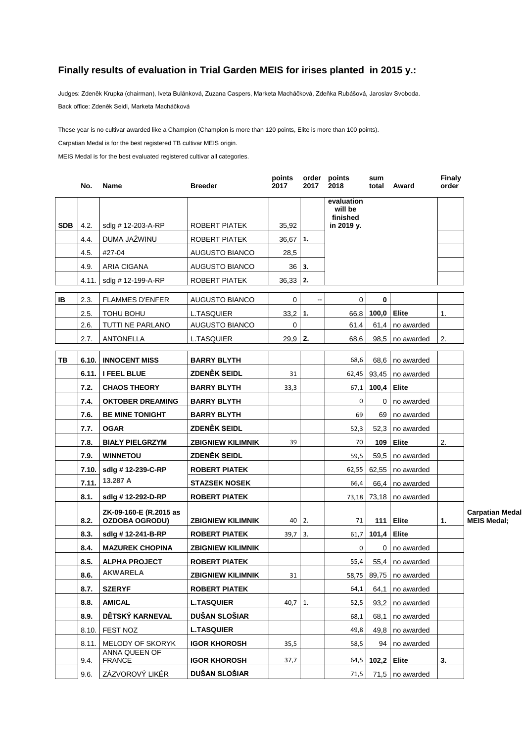## Finally results of evaluation in Trial Garden MEIS for irises planted in 2015 y.:

Judges: Zdeněk Krupka (chairman), Iveta Bulánková, Zuzana Caspers, Marketa Macháčková, Zdeňka Rubášová, Jaroslav Svoboda.

Back office: Zdeněk Seidl, Marketa Macháčková

These year is no cultivar awarded like a Champion (Champion is more than 120 points, Elite is more than 100 points).

Carpatian Medal is for the best registered TB cultivar MEIS origin.

MEIS Medal is for the best evaluated registered cultivar all categories.

| | No. | Name | Breeder | points 2017 | order 2017 | points 2018 | sum total | Award | Finaly order | |
|---|---|---|---|---|---|---|---|---|---|---|
| **SDB** | 4.2. | sdlg # 12-203-A-RP | ROBERT PIATEK | 35,92 | | **evaluation will be finished in 2019 y.** | | | | |
| | 4.4. | DUMA JAŹWINU | ROBERT PIATEK | 36,67 | **1.** | | | | | |
| | 4.5. | #27-04 | AUGUSTO BIANCO | 28,5 | | | | | | |
| | 4.9. | ARIA CIGANA | AUGUSTO BIANCO | 36 | **3.** | | | | | |
| | 4.11. | sdlg # 12-199-A-RP | ROBERT PIATEK | 36,33 | **2.** | | | | | |
| **IB** | 2.3. | FLAMMES D'ENFER | AUGUSTO BIANCO | 0 | -- | 0 | **0** | | | |
| | 2.5. | TOHU BOHU | L.TASQUIER | 33,2 | **1.** | 66,8 | **100,0** | **Elite** | 1. | |
| | 2.6. | TUTTI NE PARLANO | AUGUSTO BIANCO | 0 | | 61,4 | 61,4 | no awarded | | |
| | 2.7. | ANTONELLA | L.TASQUIER | 29,9 | **2.** | 68,6 | 98,5 | no awarded | 2. | |
| **TB** | **6.10.** | **INNOCENT MISS** | **BARRY BLYTH** | | | 68,6 | 68,6 | no awarded | | |
| | **6.11.** | **I FEEL BLUE** | **ZDENĚK SEIDL** | 31 | | 62,45 | 93,45 | no awarded | | |
| | **7.2.** | **CHAOS THEORY** | **BARRY BLYTH** | 33,3 | | 67,1 | **100,4** | **Elite** | | |
| | **7.4.** | **OKTOBER DREAMING** | **BARRY BLYTH** | | | 0 | 0 | no awarded | | |
| | **7.6.** | **BE MINE TONIGHT** | **BARRY BLYTH** | | | 69 | 69 | no awarded | | |
| | **7.7.** | **OGAR** | **ZDENĚK SEIDL** | | | 52,3 | 52,3 | no awarded | | |
| | **7.8.** | **BIAŁY PIELGRZYM** | **ZBIGNIEW KILIMNIK** | 39 | | 70 | **109** | **Elite** | 2. | |
| | **7.9.** | **WINNETOU** | **ZDENĚK SEIDL** | | | 59,5 | 59,5 | no awarded | | |
| | **7.10.** | **sdlg # 12-239-C-RP** | **ROBERT PIATEK** | | | 62,55 | 62,55 | no awarded | | |
| | **7.11.** | **13.287 A** | **STAZSEK NOSEK** | | | 66,4 | 66,4 | no awarded | | |
| | **8.1.** | **sdlg # 12-292-D-RP** | **ROBERT PIATEK** | | | 73,18 | 73,18 | no awarded | | |
| | **8.2.** | **ZK-09-160-E (R.2015 as OZDOBA OGRODU)** | **ZBIGNIEW KILIMNIK** | 40 | 2. | 71 | **111** | **Elite** | **1.** | **Carpatian Medal MEIS Medal;** |
| | **8.3.** | **sdlg # 12-241-B-RP** | **ROBERT PIATEK** | 39,7 | 3. | 61,7 | **101,4** | **Elite** | | |
| | **8.4.** | **MAZUREK CHOPINA** | **ZBIGNIEW KILIMNIK** | | | 0 | 0 | no awarded | | |
| | **8.5.** | **ALPHA PROJECT** | **ROBERT PIATEK** | | | 55,4 | 55,4 | no awarded | | |
| | **8.6.** | **AKWARELA** | **ZBIGNIEW KILIMNIK** | 31 | | 58,75 | 89,75 | no awarded | | |
| | **8.7.** | **SZERYF** | **ROBERT PIATEK** | | | 64,1 | 64,1 | no awarded | | |
| | **8.8.** | **AMICAL** | **L.TASQUIER** | 40,7 | 1. | 52,5 | 93,2 | no awarded | | |
| | **8.9.** | **DĚTSKÝ KARNEVAL** | **DUŠAN SLOŠIAR** | | | 68,1 | 68,1 | no awarded | | |
| | 8.10. | FEST NOZ | **L.TASQUIER** | | | 49,8 | 49,8 | no awarded | | |
| | 8.11. | MELODY OF SKORYK | **IGOR KHOROSH** | 35,5 | | 58,5 | 94 | no awarded | | |
| | 9.4. | ANNA QUEEN OF FRANCE | **IGOR KHOROSH** | 37,7 | | 64,5 | **102,2** | **Elite** | **3.** | |
| | 9.6. | ZÁZVOROVÝ LIKÉR | **DUŠAN SLOŠIAR** | | | 71,5 | 71,5 | no awarded | | |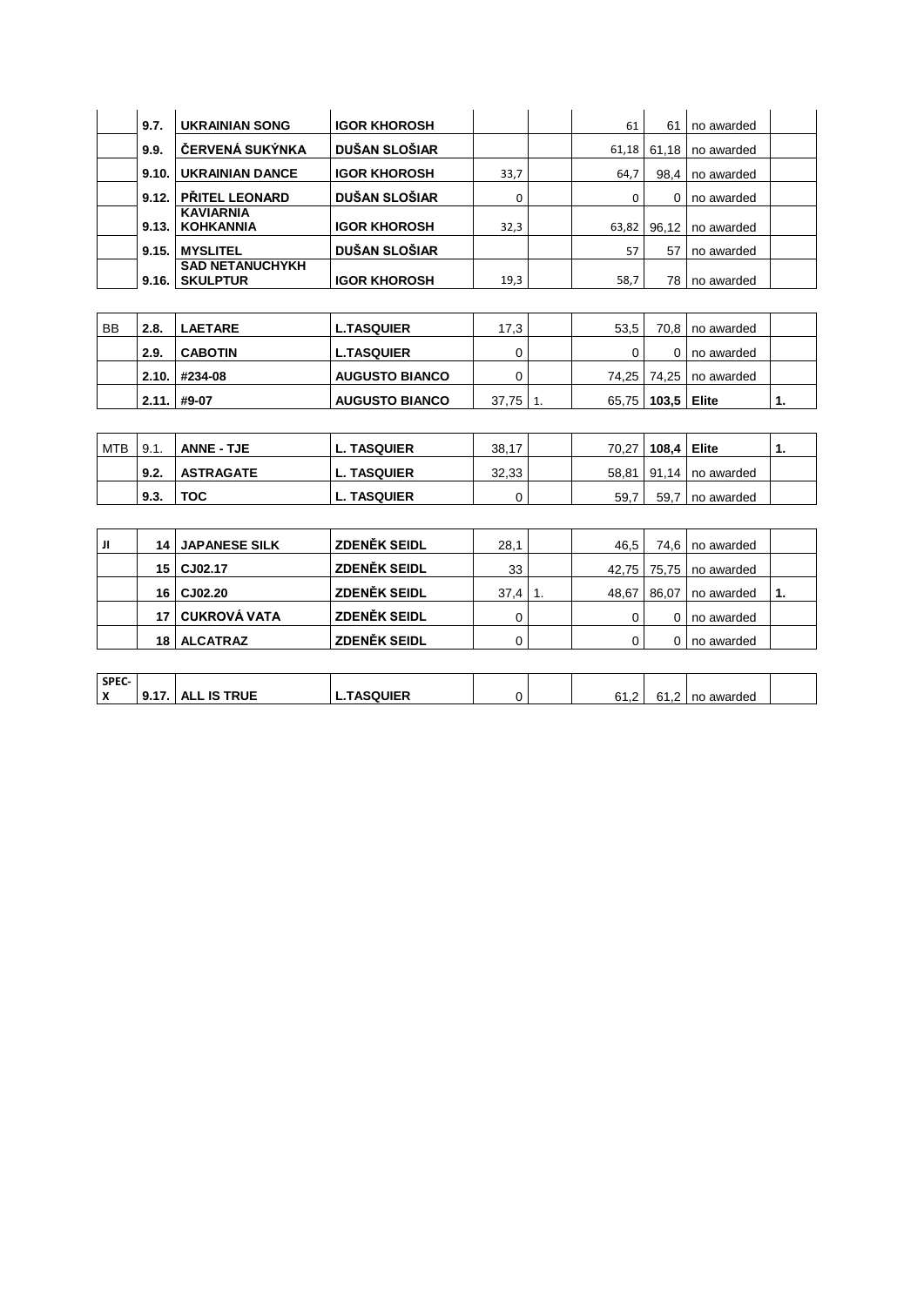| | | | | | | | | | |
|---|---|---|---|---|---|---|---|---|---|
| | 9.7. | **UKRAINIAN SONG** | **IGOR KHOROSH** | | | 61 | 61 | no awarded | |
| | 9.9. | **ČERVENÁ SUKÝNKA** | **DUŠAN SLOŠIAR** | | | 61,18 | 61,18 | no awarded | |
| | 9.10. | **UKRAINIAN DANCE** | **IGOR KHOROSH** | 33,7 | | 64,7 | 98,4 | no awarded | |
| | 9.12. | **PŘITEL LEONARD** | **DUŠAN SLOŠIAR** | 0 | | 0 | 0 | no awarded | |
| | 9.13. | **KAVIARNIA KOHKANNIA** | **IGOR KHOROSH** | 32,3 | | 63,82 | 96,12 | no awarded | |
| | 9.15. | **MYSLITEL** | **DUŠAN SLOŠIAR** | | | 57 | 57 | no awarded | |
| | 9.16. | **SAD NETANUCHYKH SKULPTUR** | **IGOR KHOROSH** | 19,3 | | 58,7 | 78 | no awarded | |

| | | | | | | | | | |
|---|---|---|---|---|---|---|---|---|---|
| BB | 2.8. | **LAETARE** | **L.TASQUIER** | 17,3 | | 53,5 | 70,8 | no awarded | |
| | 2.9. | **CABOTIN** | **L.TASQUIER** | 0 | | 0 | 0 | no awarded | |
| | 2.10. | **#234-08** | **AUGUSTO BIANCO** | 0 | | 74,25 | 74,25 | no awarded | |
| | 2.11. | **#9-07** | **AUGUSTO BIANCO** | 37,75 | 1. | 65,75 | **103,5** | **Elite** | **1.** |

| | | | | | | | | | |
|---|---|---|---|---|---|---|---|---|---|
| MTB | 9.1. | **ANNE - TJE** | **L. TASQUIER** | 38,17 | | 70,27 | **108,4** | **Elite** | **1.** |
| | 9.2. | **ASTRAGATE** | **L. TASQUIER** | 32,33 | | 58,81 | 91,14 | no awarded | |
| | 9.3. | **TOC** | **L. TASQUIER** | 0 | | 59,7 | 59,7 | no awarded | |

| | | | | | | | | | |
|---|---|---|---|---|---|---|---|---|---|
| JI | 14 | **JAPANESE SILK** | **ZDENĚK SEIDL** | 28,1 | | 46,5 | 74,6 | no awarded | |
| | 15 | **CJ02.17** | **ZDENĚK SEIDL** | 33 | | 42,75 | 75,75 | no awarded | |
| | 16 | **CJ02.20** | **ZDENĚK SEIDL** | 37,4 | 1. | 48,67 | 86,07 | no awarded | **1.** |
| | 17 | **CUKROVÁ VATA** | **ZDENĚK SEIDL** | 0 | | 0 | 0 | no awarded | |
| | 18 | **ALCATRAZ** | **ZDENĚK SEIDL** | 0 | | 0 | 0 | no awarded | |

| | | | | | | | | | |
|---|---|---|---|---|---|---|---|---|---|
| SPEC-X | 9.17. | **ALL IS TRUE** | **L.TASQUIER** | 0 | | 61,2 | 61,2 | no awarded | |